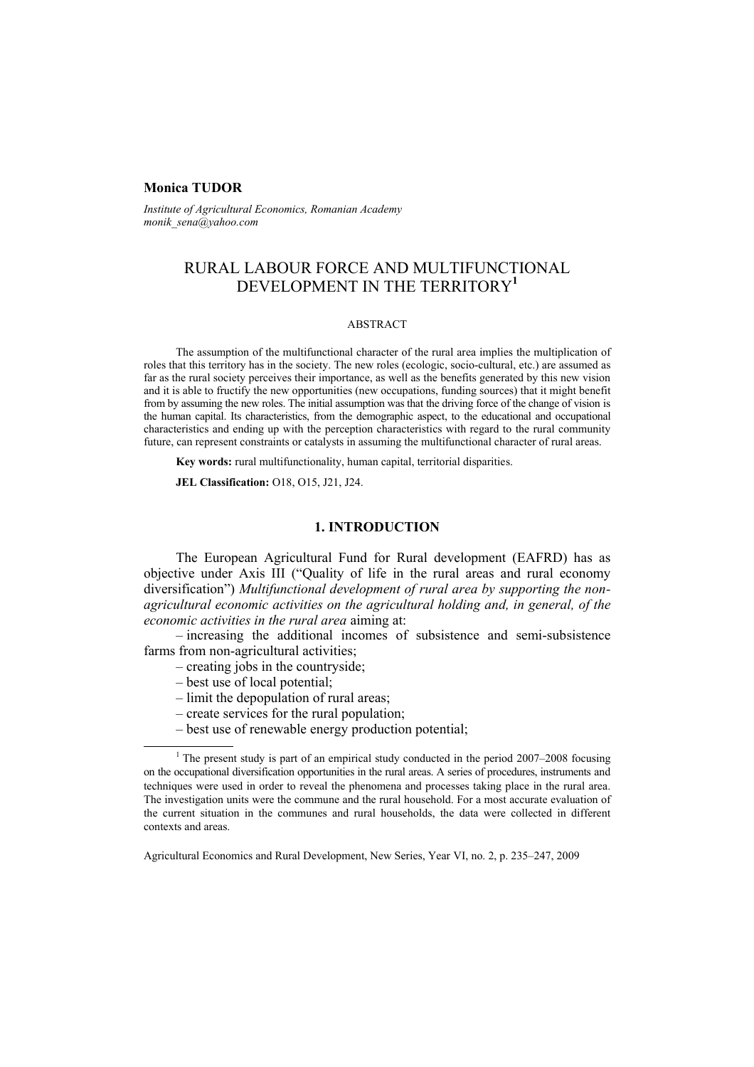**Monica TUDOR**

*Institute of Agricultural Economics, Romanian Academy*
*monik_sena@yahoo.com*

# RURAL LABOUR FORCE AND MULTIFUNCTIONAL DEVELOPMENT IN THE TERRITORY[1]

## ABSTRACT

The assumption of the multifunctional character of the rural area implies the multiplication of roles that this territory has in the society. The new roles (ecologic, socio-cultural, etc.) are assumed as far as the rural society perceives their importance, as well as the benefits generated by this new vision and it is able to fructify the new opportunities (new occupations, funding sources) that it might benefit from by assuming the new roles. The initial assumption was that the driving force of the change of vision is the human capital. Its characteristics, from the demographic aspect, to the educational and occupational characteristics and ending up with the perception characteristics with regard to the rural community future, can represent constraints or catalysts in assuming the multifunctional character of rural areas.

**Key words:** rural multifunctionality, human capital, territorial disparities.

**JEL Classification:** O18, O15, J21, J24.

## 1. INTRODUCTION

The European Agricultural Fund for Rural development (EAFRD) has as objective under Axis III ("Quality of life in the rural areas and rural economy diversification") *Multifunctional development of rural area by supporting the non-agricultural economic activities on the agricultural holding and, in general, of the economic activities in the rural area* aiming at:

– increasing the additional incomes of subsistence and semi-subsistence farms from non-agricultural activities;

– creating jobs in the countryside;

– best use of local potential;

– limit the depopulation of rural areas;

– create services for the rural population;

– best use of renewable energy production potential;

---

[1] The present study is part of an empirical study conducted in the period 2007–2008 focusing on the occupational diversification opportunities in the rural areas. A series of procedures, instruments and techniques were used in order to reveal the phenomena and processes taking place in the rural area. The investigation units were the commune and the rural household. For a most accurate evaluation of the current situation in the communes and rural households, the data were collected in different contexts and areas.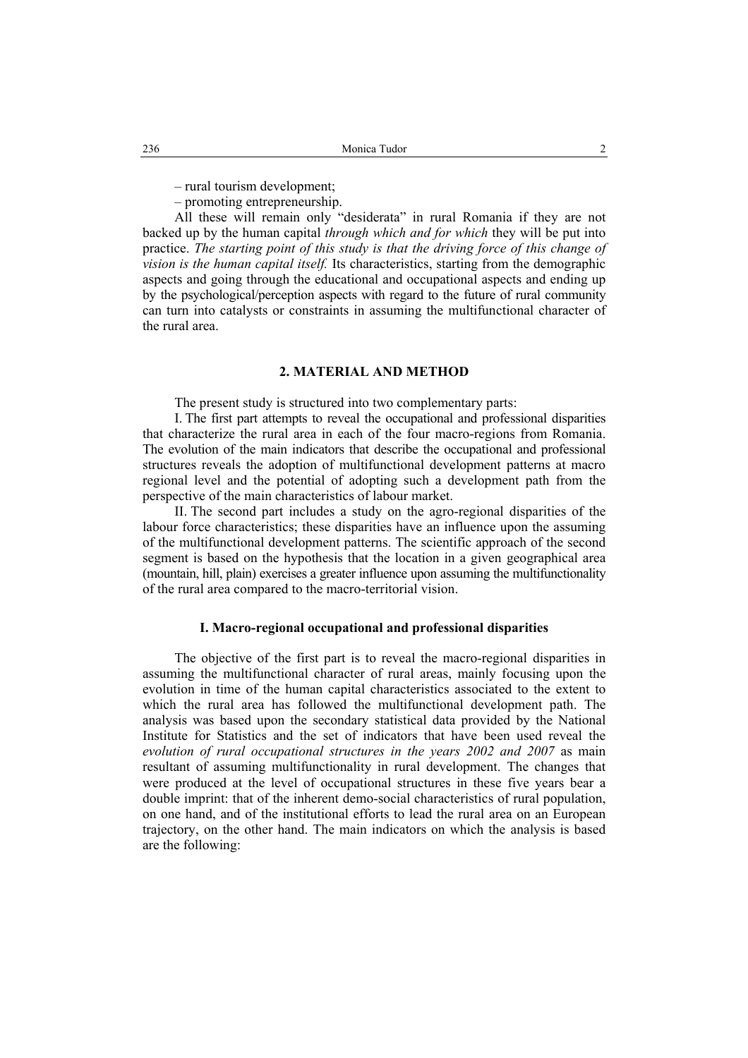– rural tourism development;

– promoting entrepreneurship.

All these will remain only "desiderata" in rural Romania if they are not backed up by the human capital *through which and for which* they will be put into practice. *The starting point of this study is that the driving force of this change of vision is the human capital itself.* Its characteristics, starting from the demographic aspects and going through the educational and occupational aspects and ending up by the psychological/perception aspects with regard to the future of rural community can turn into catalysts or constraints in assuming the multifunctional character of the rural area.

## 2. MATERIAL AND METHOD

The present study is structured into two complementary parts:

I. The first part attempts to reveal the occupational and professional disparities that characterize the rural area in each of the four macro-regions from Romania. The evolution of the main indicators that describe the occupational and professional structures reveals the adoption of multifunctional development patterns at macro regional level and the potential of adopting such a development path from the perspective of the main characteristics of labour market.

II. The second part includes a study on the agro-regional disparities of the labour force characteristics; these disparities have an influence upon the assuming of the multifunctional development patterns. The scientific approach of the second segment is based on the hypothesis that the location in a given geographical area (mountain, hill, plain) exercises a greater influence upon assuming the multifunctionality of the rural area compared to the macro-territorial vision.

### I. Macro-regional occupational and professional disparities

The objective of the first part is to reveal the macro-regional disparities in assuming the multifunctional character of rural areas, mainly focusing upon the evolution in time of the human capital characteristics associated to the extent to which the rural area has followed the multifunctional development path. The analysis was based upon the secondary statistical data provided by the National Institute for Statistics and the set of indicators that have been used reveal the *evolution of rural occupational structures in the years 2002 and 2007* as main resultant of assuming multifunctionality in rural development. The changes that were produced at the level of occupational structures in these five years bear a double imprint: that of the inherent demo-social characteristics of rural population, on one hand, and of the institutional efforts to lead the rural area on an European trajectory, on the other hand. The main indicators on which the analysis is based are the following: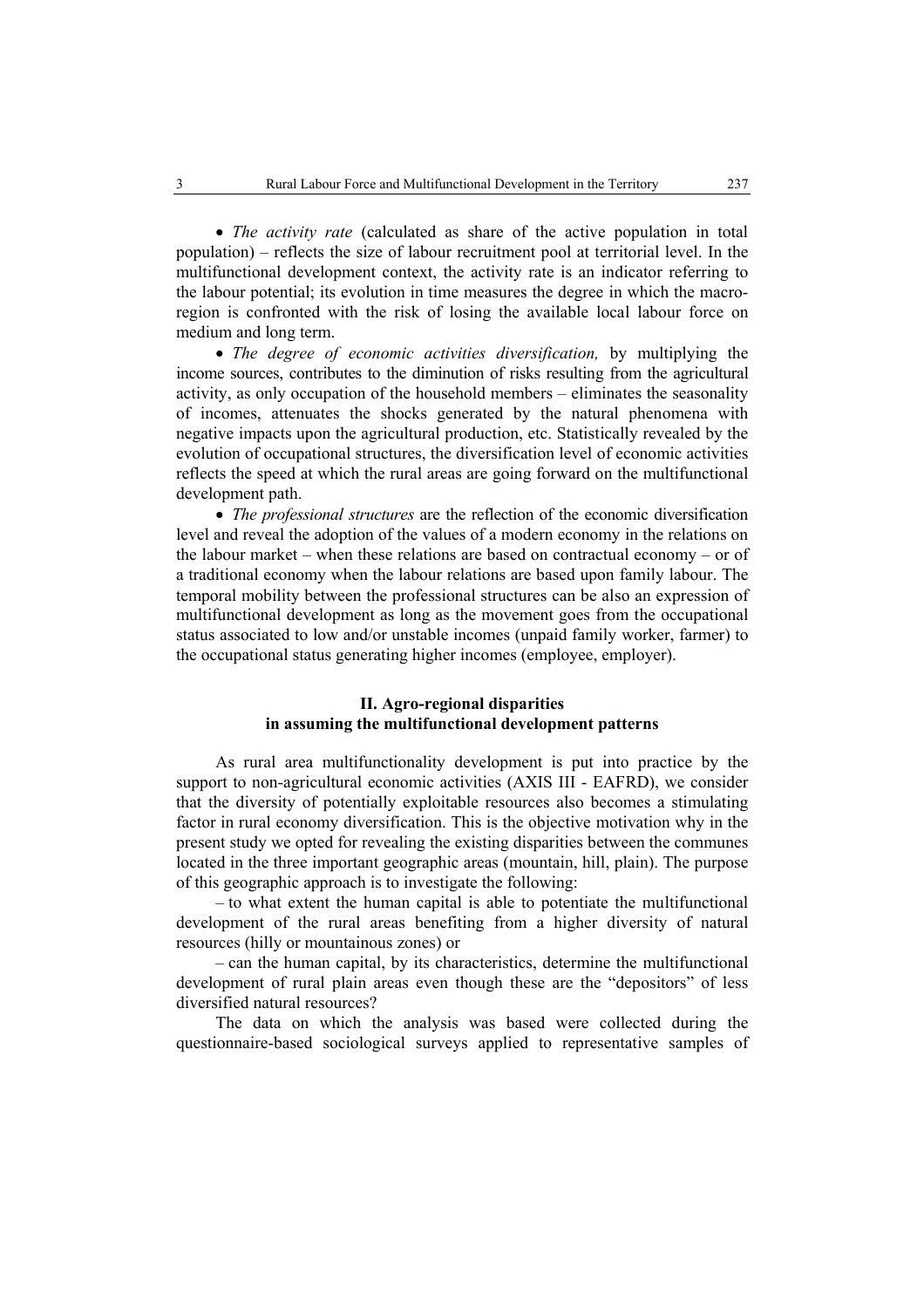- *The activity rate* (calculated as share of the active population in total population) – reflects the size of labour recruitment pool at territorial level. In the multifunctional development context, the activity rate is an indicator referring to the labour potential; its evolution in time measures the degree in which the macro-region is confronted with the risk of losing the available local labour force on medium and long term.
- *The degree of economic activities diversification,* by multiplying the income sources, contributes to the diminution of risks resulting from the agricultural activity, as only occupation of the household members – eliminates the seasonality of incomes, attenuates the shocks generated by the natural phenomena with negative impacts upon the agricultural production, etc. Statistically revealed by the evolution of occupational structures, the diversification level of economic activities reflects the speed at which the rural areas are going forward on the multifunctional development path.
- *The professional structures* are the reflection of the economic diversification level and reveal the adoption of the values of a modern economy in the relations on the labour market – when these relations are based on contractual economy – or of a traditional economy when the labour relations are based upon family labour. The temporal mobility between the professional structures can be also an expression of multifunctional development as long as the movement goes from the occupational status associated to low and/or unstable incomes (unpaid family worker, farmer) to the occupational status generating higher incomes (employee, employer).

## II. Agro-regional disparities in assuming the multifunctional development patterns

As rural area multifunctionality development is put into practice by the support to non-agricultural economic activities (AXIS III - EAFRD), we consider that the diversity of potentially exploitable resources also becomes a stimulating factor in rural economy diversification. This is the objective motivation why in the present study we opted for revealing the existing disparities between the communes located in the three important geographic areas (mountain, hill, plain). The purpose of this geographic approach is to investigate the following:

– to what extent the human capital is able to potentiate the multifunctional development of the rural areas benefiting from a higher diversity of natural resources (hilly or mountainous zones) or

– can the human capital, by its characteristics, determine the multifunctional development of rural plain areas even though these are the "depositors" of less diversified natural resources?

The data on which the analysis was based were collected during the questionnaire-based sociological surveys applied to representative samples of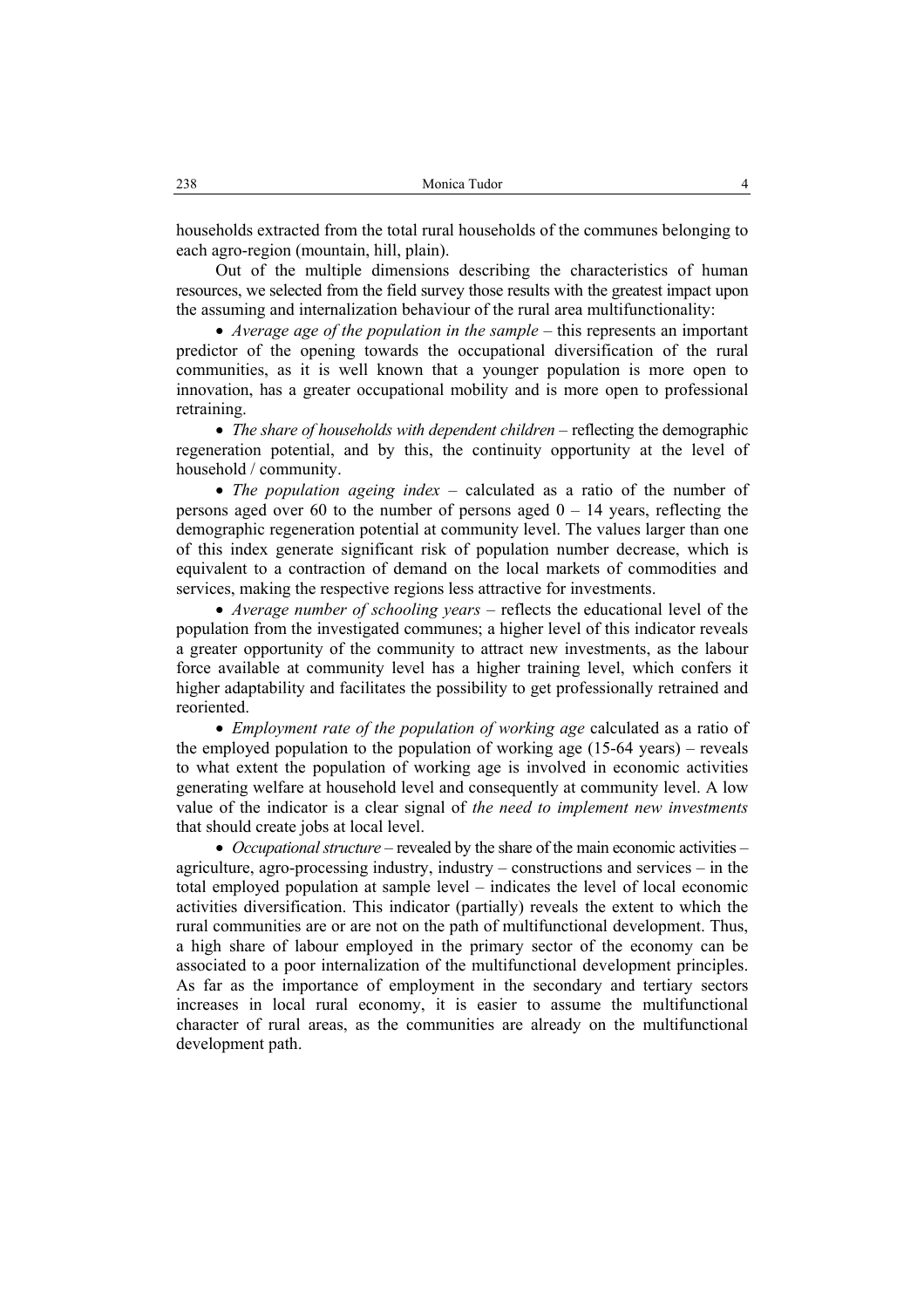households extracted from the total rural households of the communes belonging to each agro-region (mountain, hill, plain).

Out of the multiple dimensions describing the characteristics of human resources, we selected from the field survey those results with the greatest impact upon the assuming and internalization behaviour of the rural area multifunctionality:

- *Average age of the population in the sample* – this represents an important predictor of the opening towards the occupational diversification of the rural communities, as it is well known that a younger population is more open to innovation, has a greater occupational mobility and is more open to professional retraining.
- *The share of households with dependent children* – reflecting the demographic regeneration potential, and by this, the continuity opportunity at the level of household / community.
- *The population ageing index* – calculated as a ratio of the number of persons aged over 60 to the number of persons aged 0 – 14 years, reflecting the demographic regeneration potential at community level. The values larger than one of this index generate significant risk of population number decrease, which is equivalent to a contraction of demand on the local markets of commodities and services, making the respective regions less attractive for investments.
- *Average number of schooling years* – reflects the educational level of the population from the investigated communes; a higher level of this indicator reveals a greater opportunity of the community to attract new investments, as the labour force available at community level has a higher training level, which confers it higher adaptability and facilitates the possibility to get professionally retrained and reoriented.
- *Employment rate of the population of working age* calculated as a ratio of the employed population to the population of working age (15-64 years) – reveals to what extent the population of working age is involved in economic activities generating welfare at household level and consequently at community level. A low value of the indicator is a clear signal of *the need to implement new investments* that should create jobs at local level.
- *Occupational structure* – revealed by the share of the main economic activities – agriculture, agro-processing industry, industry – constructions and services – in the total employed population at sample level – indicates the level of local economic activities diversification. This indicator (partially) reveals the extent to which the rural communities are or are not on the path of multifunctional development. Thus, a high share of labour employed in the primary sector of the economy can be associated to a poor internalization of the multifunctional development principles. As far as the importance of employment in the secondary and tertiary sectors increases in local rural economy, it is easier to assume the multifunctional character of rural areas, as the communities are already on the multifunctional development path.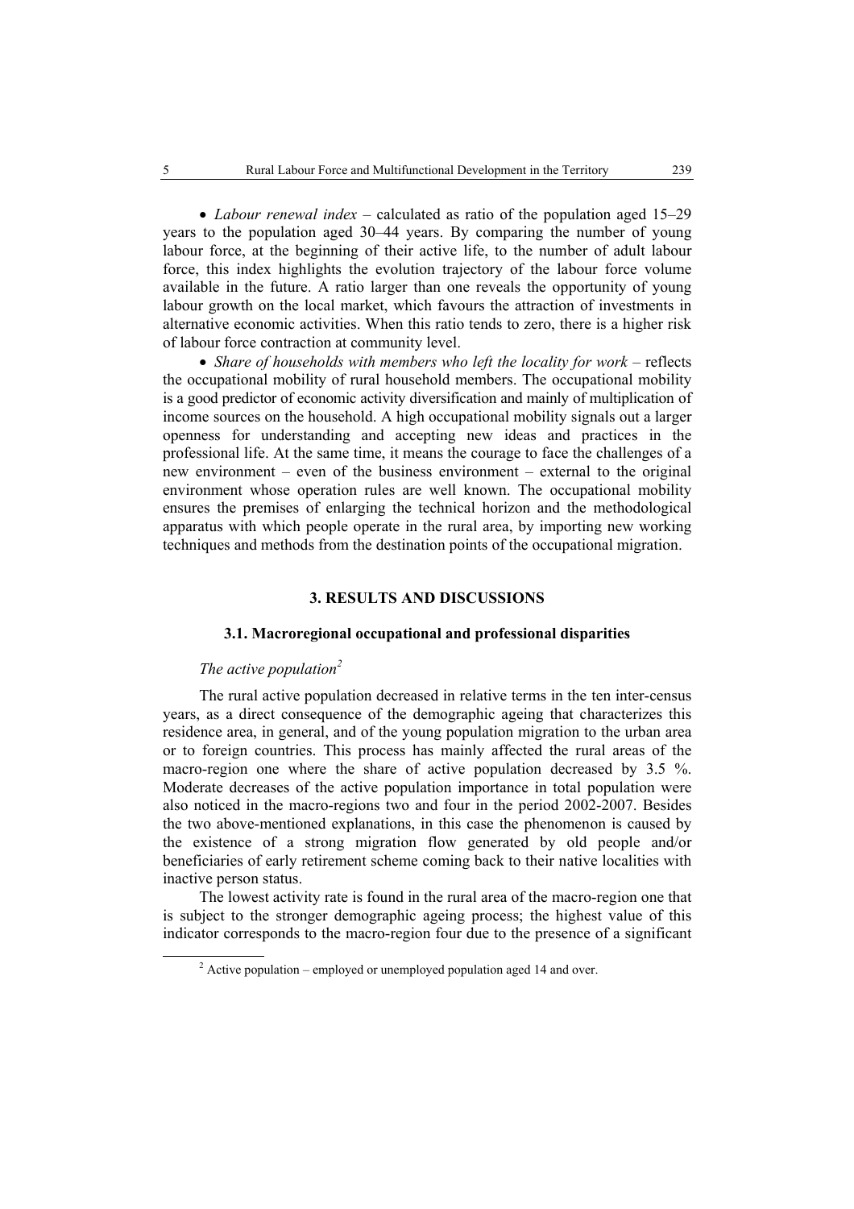- *Labour renewal index* – calculated as ratio of the population aged 15–29 years to the population aged 30–44 years. By comparing the number of young labour force, at the beginning of their active life, to the number of adult labour force, this index highlights the evolution trajectory of the labour force volume available in the future. A ratio larger than one reveals the opportunity of young labour growth on the local market, which favours the attraction of investments in alternative economic activities. When this ratio tends to zero, there is a higher risk of labour force contraction at community level.
- *Share of households with members who left the locality for work* – reflects the occupational mobility of rural household members. The occupational mobility is a good predictor of economic activity diversification and mainly of multiplication of income sources on the household. A high occupational mobility signals out a larger openness for understanding and accepting new ideas and practices in the professional life. At the same time, it means the courage to face the challenges of a new environment – even of the business environment – external to the original environment whose operation rules are well known. The occupational mobility ensures the premises of enlarging the technical horizon and the methodological apparatus with which people operate in the rural area, by importing new working techniques and methods from the destination points of the occupational migration.

## 3. RESULTS AND DISCUSSIONS

### 3.1. Macroregional occupational and professional disparities

*The active population*[2]

The rural active population decreased in relative terms in the ten inter-census years, as a direct consequence of the demographic ageing that characterizes this residence area, in general, and of the young population migration to the urban area or to foreign countries. This process has mainly affected the rural areas of the macro-region one where the share of active population decreased by 3.5 %. Moderate decreases of the active population importance in total population were also noticed in the macro-regions two and four in the period 2002-2007. Besides the two above-mentioned explanations, in this case the phenomenon is caused by the existence of a strong migration flow generated by old people and/or beneficiaries of early retirement scheme coming back to their native localities with inactive person status.

The lowest activity rate is found in the rural area of the macro-region one that is subject to the stronger demographic ageing process; the highest value of this indicator corresponds to the macro-region four due to the presence of a significant

[2] Active population – employed or unemployed population aged 14 and over.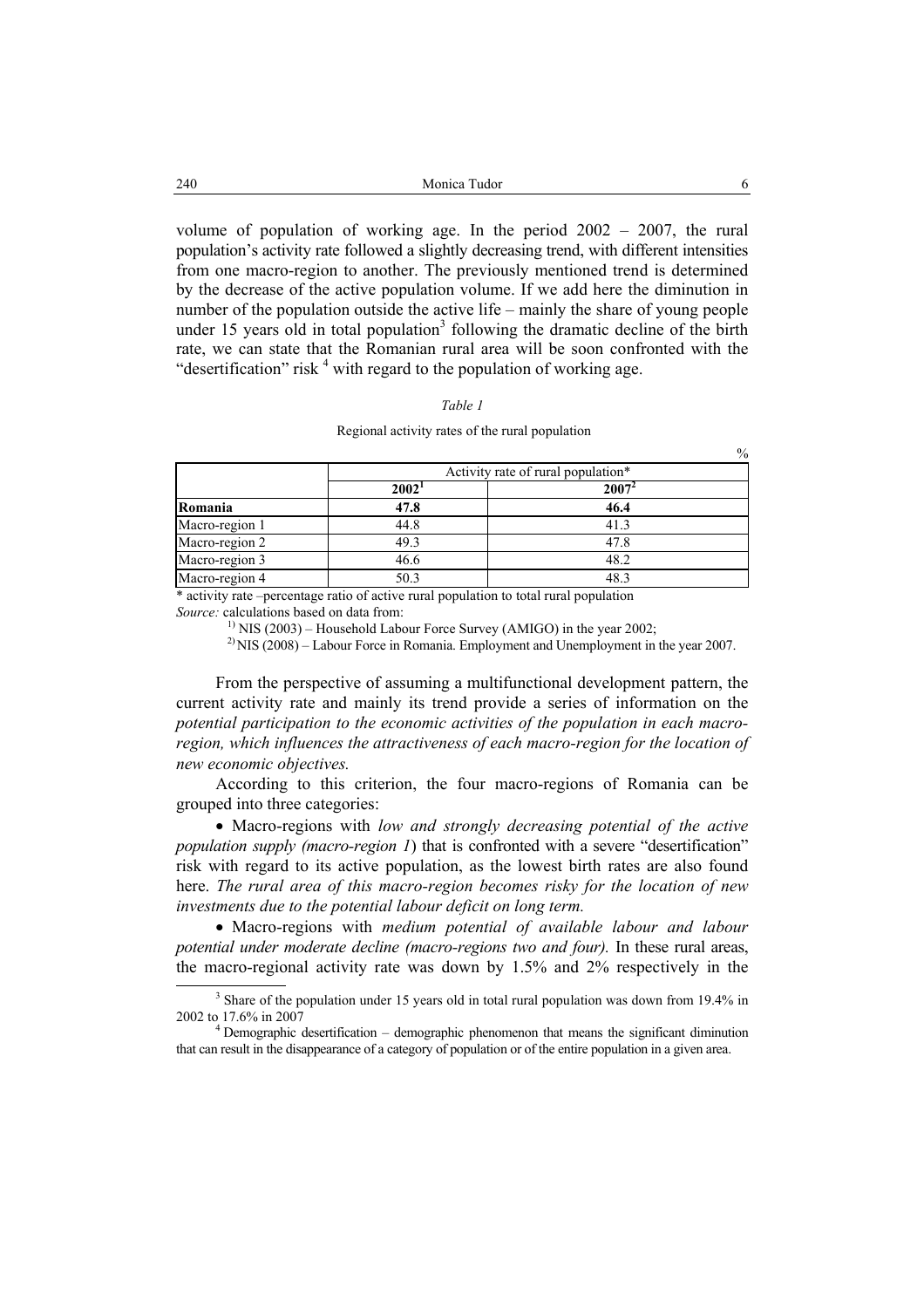volume of population of working age. In the period 2002 – 2007, the rural population's activity rate followed a slightly decreasing trend, with different intensities from one macro-region to another. The previously mentioned trend is determined by the decrease of the active population volume. If we add here the diminution in number of the population outside the active life – mainly the share of young people under 15 years old in total population[3] following the dramatic decline of the birth rate, we can state that the Romanian rural area will be soon confronted with the "desertification" risk [4] with regard to the population of working age.

*Table 1*

Regional activity rates of the rural population

%

| | Activity rate of rural population* | |
|---|---|---|
| | **2002**[1] | **2007**[2] |
| **Romania** | **47.8** | **46.4** |
| Macro-region 1 | 44.8 | 41.3 |
| Macro-region 2 | 49.3 | 47.8 |
| Macro-region 3 | 46.6 | 48.2 |
| Macro-region 4 | 50.3 | 48.3 |

\* activity rate –percentage ratio of active rural population to total rural population
*Source:* calculations based on data from:

[1] NIS (2003) – Household Labour Force Survey (AMIGO) in the year 2002;

[2] NIS (2008) – Labour Force in Romania. Employment and Unemployment in the year 2007.

From the perspective of assuming a multifunctional development pattern, the current activity rate and mainly its trend provide a series of information on the *potential participation to the economic activities of the population in each macro-region, which influences the attractiveness of each macro-region for the location of new economic objectives.*

According to this criterion, the four macro-regions of Romania can be grouped into three categories:

- Macro-regions with *low and strongly decreasing potential of the active population supply (macro-region 1*) that is confronted with a severe "desertification" risk with regard to its active population, as the lowest birth rates are also found here. *The rural area of this macro-region becomes risky for the location of new investments due to the potential labour deficit on long term.*
- Macro-regions with *medium potential of available labour and labour potential under moderate decline (macro-regions two and four).* In these rural areas, the macro-regional activity rate was down by 1.5% and 2% respectively in the

[3] Share of the population under 15 years old in total rural population was down from 19.4% in 2002 to 17.6% in 2007

[4] Demographic desertification – demographic phenomenon that means the significant diminution that can result in the disappearance of a category of population or of the entire population in a given area.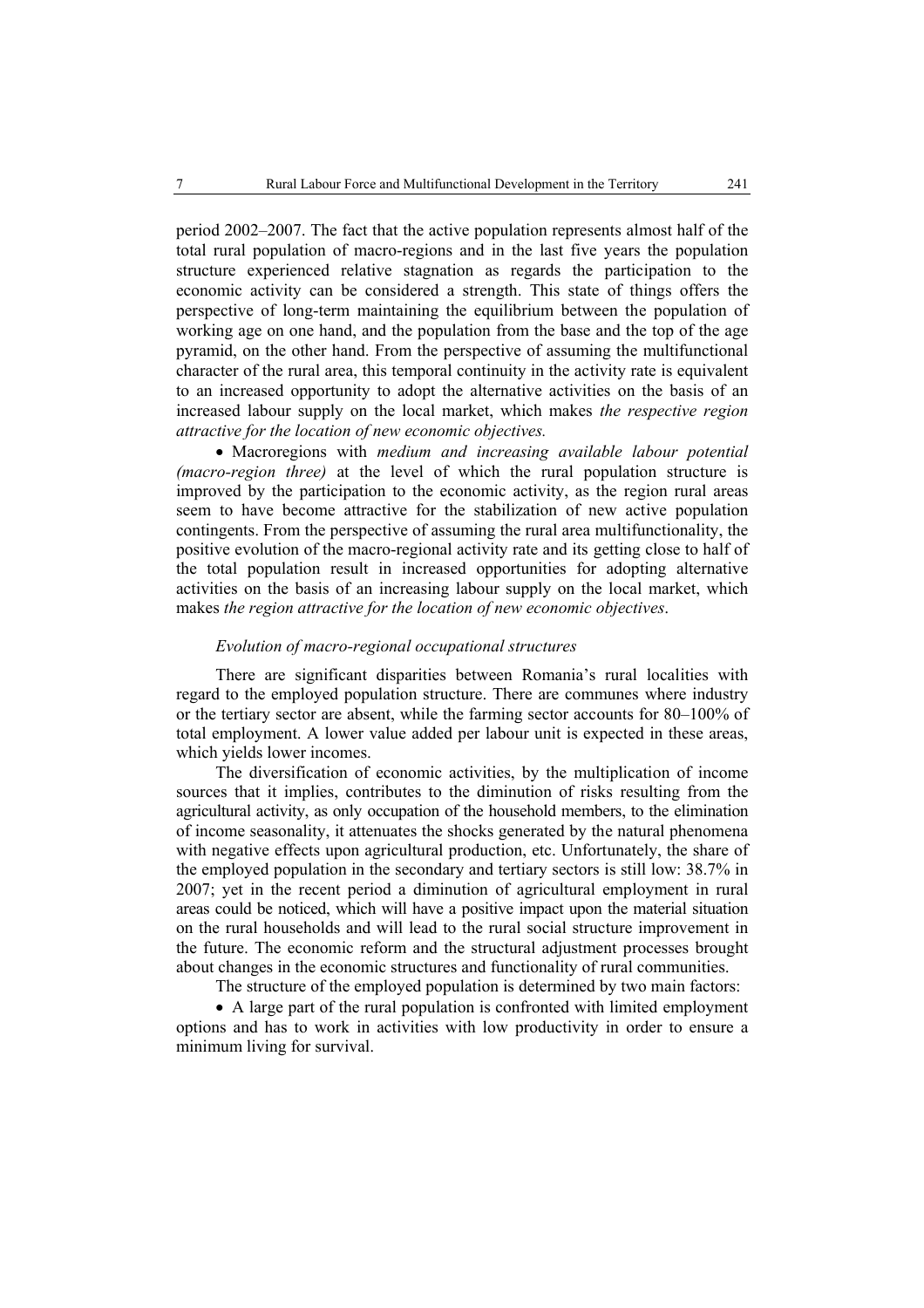period 2002–2007. The fact that the active population represents almost half of the total rural population of macro-regions and in the last five years the population structure experienced relative stagnation as regards the participation to the economic activity can be considered a strength. This state of things offers the perspective of long-term maintaining the equilibrium between the population of working age on one hand, and the population from the base and the top of the age pyramid, on the other hand. From the perspective of assuming the multifunctional character of the rural area, this temporal continuity in the activity rate is equivalent to an increased opportunity to adopt the alternative activities on the basis of an increased labour supply on the local market, which makes *the respective region attractive for the location of new economic objectives.*

- Macroregions with *medium and increasing available labour potential (macro-region three)* at the level of which the rural population structure is improved by the participation to the economic activity, as the region rural areas seem to have become attractive for the stabilization of new active population contingents. From the perspective of assuming the rural area multifunctionality, the positive evolution of the macro-regional activity rate and its getting close to half of the total population result in increased opportunities for adopting alternative activities on the basis of an increasing labour supply on the local market, which makes *the region attractive for the location of new economic objectives*.

*Evolution of macro-regional occupational structures*

There are significant disparities between Romania's rural localities with regard to the employed population structure. There are communes where industry or the tertiary sector are absent, while the farming sector accounts for 80–100% of total employment. A lower value added per labour unit is expected in these areas, which yields lower incomes.

The diversification of economic activities, by the multiplication of income sources that it implies, contributes to the diminution of risks resulting from the agricultural activity, as only occupation of the household members, to the elimination of income seasonality, it attenuates the shocks generated by the natural phenomena with negative effects upon agricultural production, etc. Unfortunately, the share of the employed population in the secondary and tertiary sectors is still low: 38.7% in 2007; yet in the recent period a diminution of agricultural employment in rural areas could be noticed, which will have a positive impact upon the material situation on the rural households and will lead to the rural social structure improvement in the future. The economic reform and the structural adjustment processes brought about changes in the economic structures and functionality of rural communities.

The structure of the employed population is determined by two main factors:

- A large part of the rural population is confronted with limited employment options and has to work in activities with low productivity in order to ensure a minimum living for survival.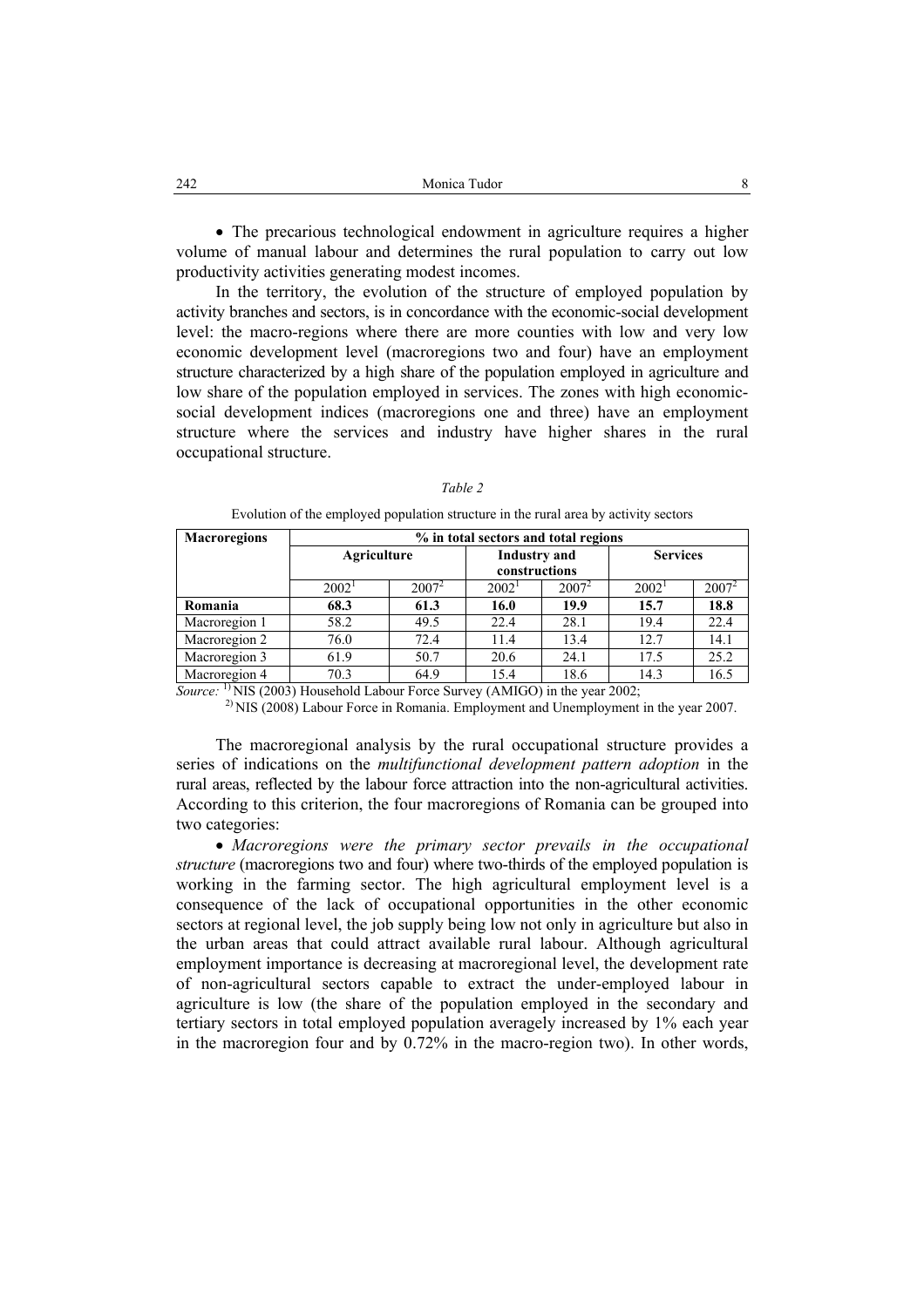• The precarious technological endowment in agriculture requires a higher volume of manual labour and determines the rural population to carry out low productivity activities generating modest incomes.

In the territory, the evolution of the structure of employed population by activity branches and sectors, is in concordance with the economic-social development level: the macro-regions where there are more counties with low and very low economic development level (macroregions two and four) have an employment structure characterized by a high share of the population employed in agriculture and low share of the population employed in services. The zones with high economic-social development indices (macroregions one and three) have an employment structure where the services and industry have higher shares in the rural occupational structure.

*Table 2*

Evolution of the employed population structure in the rural area by activity sectors

| Macroregions | % in total sectors and total regions | | | | | |
|---|---|---|---|---|---|---|
| | Agriculture | | Industry and constructions | | Services | |
| | 2002[1] | 2007[2] | 2002[1] | 2007[2] | 2002[1] | 2007[2] |
| **Romania** | **68.3** | **61.3** | **16.0** | **19.9** | **15.7** | **18.8** |
| Macroregion 1 | 58.2 | 49.5 | 22.4 | 28.1 | 19.4 | 22.4 |
| Macroregion 2 | 76.0 | 72.4 | 11.4 | 13.4 | 12.7 | 14.1 |
| Macroregion 3 | 61.9 | 50.7 | 20.6 | 24.1 | 17.5 | 25.2 |
| Macroregion 4 | 70.3 | 64.9 | 15.4 | 18.6 | 14.3 | 16.5 |

*Source:* [1] NIS (2003) Household Labour Force Survey (AMIGO) in the year 2002;
[2] NIS (2008) Labour Force in Romania. Employment and Unemployment in the year 2007.

The macroregional analysis by the rural occupational structure provides a series of indications on the *multifunctional development pattern adoption* in the rural areas, reflected by the labour force attraction into the non-agricultural activities. According to this criterion, the four macroregions of Romania can be grouped into two categories:

• *Macroregions were the primary sector prevails in the occupational structure* (macroregions two and four) where two-thirds of the employed population is working in the farming sector. The high agricultural employment level is a consequence of the lack of occupational opportunities in the other economic sectors at regional level, the job supply being low not only in agriculture but also in the urban areas that could attract available rural labour. Although agricultural employment importance is decreasing at macroregional level, the development rate of non-agricultural sectors capable to extract the under-employed labour in agriculture is low (the share of the population employed in the secondary and tertiary sectors in total employed population averagely increased by 1% each year in the macroregion four and by 0.72% in the macro-region two). In other words,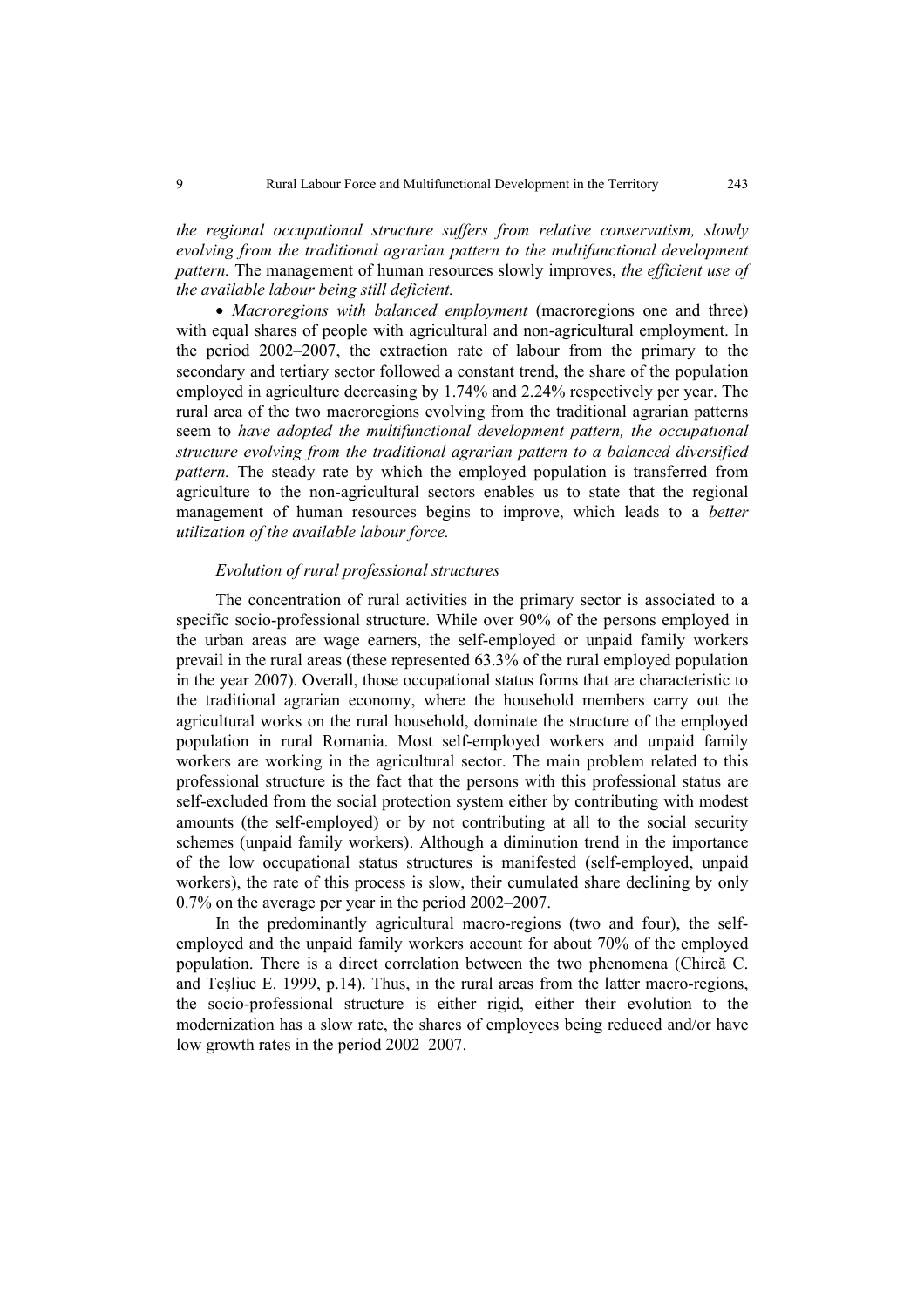*the regional occupational structure suffers from relative conservatism, slowly evolving from the traditional agrarian pattern to the multifunctional development pattern.* The management of human resources slowly improves, *the efficient use of the available labour being still deficient.*

- *Macroregions with balanced employment* (macroregions one and three) with equal shares of people with agricultural and non-agricultural employment. In the period 2002–2007, the extraction rate of labour from the primary to the secondary and tertiary sector followed a constant trend, the share of the population employed in agriculture decreasing by 1.74% and 2.24% respectively per year. The rural area of the two macroregions evolving from the traditional agrarian patterns seem to *have adopted the multifunctional development pattern, the occupational structure evolving from the traditional agrarian pattern to a balanced diversified pattern.* The steady rate by which the employed population is transferred from agriculture to the non-agricultural sectors enables us to state that the regional management of human resources begins to improve, which leads to a *better utilization of the available labour force.*

*Evolution of rural professional structures*

The concentration of rural activities in the primary sector is associated to a specific socio-professional structure. While over 90% of the persons employed in the urban areas are wage earners, the self-employed or unpaid family workers prevail in the rural areas (these represented 63.3% of the rural employed population in the year 2007). Overall, those occupational status forms that are characteristic to the traditional agrarian economy, where the household members carry out the agricultural works on the rural household, dominate the structure of the employed population in rural Romania. Most self-employed workers and unpaid family workers are working in the agricultural sector. The main problem related to this professional structure is the fact that the persons with this professional status are self-excluded from the social protection system either by contributing with modest amounts (the self-employed) or by not contributing at all to the social security schemes (unpaid family workers). Although a diminution trend in the importance of the low occupational status structures is manifested (self-employed, unpaid workers), the rate of this process is slow, their cumulated share declining by only 0.7% on the average per year in the period 2002–2007.

In the predominantly agricultural macro-regions (two and four), the self-employed and the unpaid family workers account for about 70% of the employed population. There is a direct correlation between the two phenomena (Chircă C. and Teşliuc E. 1999, p.14). Thus, in the rural areas from the latter macro-regions, the socio-professional structure is either rigid, either their evolution to the modernization has a slow rate, the shares of employees being reduced and/or have low growth rates in the period 2002–2007.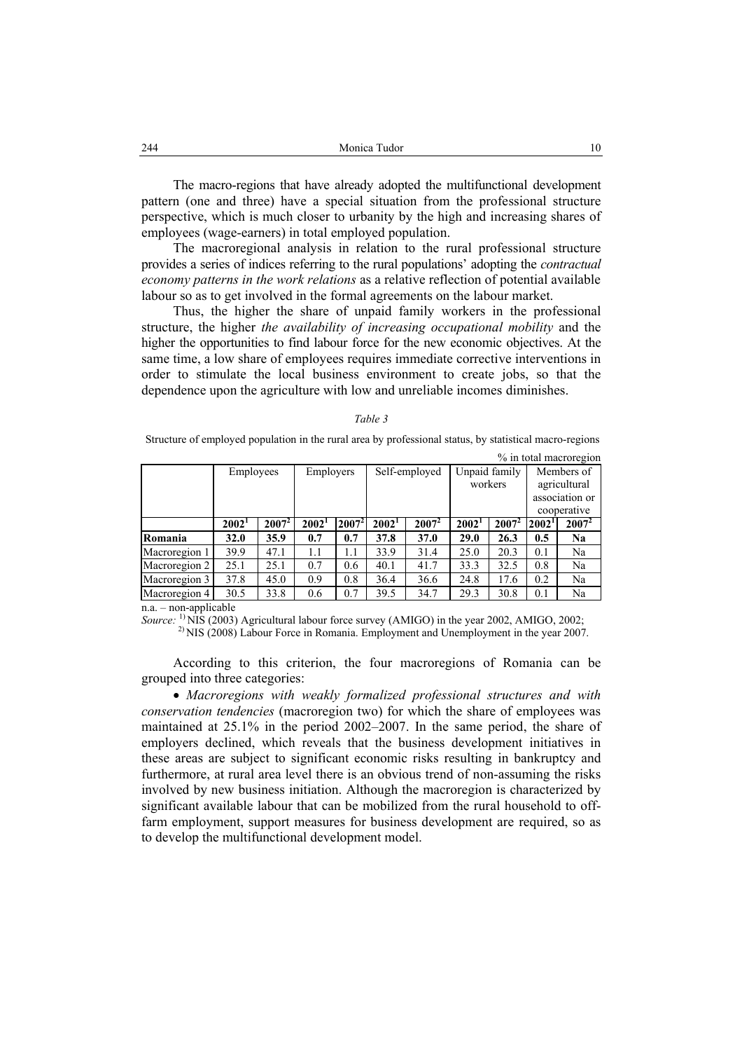The macro-regions that have already adopted the multifunctional development pattern (one and three) have a special situation from the professional structure perspective, which is much closer to urbanity by the high and increasing shares of employees (wage-earners) in total employed population.

The macroregional analysis in relation to the rural professional structure provides a series of indices referring to the rural populations' adopting the *contractual economy patterns in the work relations* as a relative reflection of potential available labour so as to get involved in the formal agreements on the labour market.

Thus, the higher the share of unpaid family workers in the professional structure, the higher *the availability of increasing occupational mobility* and the higher the opportunities to find labour force for the new economic objectives. At the same time, a low share of employees requires immediate corrective interventions in order to stimulate the local business environment to create jobs, so that the dependence upon the agriculture with low and unreliable incomes diminishes.

*Table 3*

Structure of employed population in the rural area by professional status, by statistical macro-regions

% in total macroregion

| | Employees | | Employers | | Self-employed | | Unpaid family workers | | Members of agricultural association or cooperative | |
|---|---|---|---|---|---|---|---|---|---|---|
| | **2002[1]** | **2007[2]** | **2002[1]** | **2007[2]** | **2002[1]** | **2007[2]** | **2002[1]** | **2007[2]** | **2002[1]** | **2007[2]** |
| **Romania** | **32.0** | **35.9** | **0.7** | **0.7** | **37.8** | **37.0** | **29.0** | **26.3** | **0.5** | **Na** |
| Macroregion 1 | 39.9 | 47.1 | 1.1 | 1.1 | 33.9 | 31.4 | 25.0 | 20.3 | 0.1 | Na |
| Macroregion 2 | 25.1 | 25.1 | 0.7 | 0.6 | 40.1 | 41.7 | 33.3 | 32.5 | 0.8 | Na |
| Macroregion 3 | 37.8 | 45.0 | 0.9 | 0.8 | 36.4 | 36.6 | 24.8 | 17.6 | 0.2 | Na |
| Macroregion 4 | 30.5 | 33.8 | 0.6 | 0.7 | 39.5 | 34.7 | 29.3 | 30.8 | 0.1 | Na |

n.a. – non-applicable

*Source:* [1] NIS (2003) Agricultural labour force survey (AMIGO) in the year 2002, AMIGO, 2002;
[2] NIS (2008) Labour Force in Romania. Employment and Unemployment in the year 2007.

According to this criterion, the four macroregions of Romania can be grouped into three categories:

- *Macroregions with weakly formalized professional structures and with conservation tendencies* (macroregion two) for which the share of employees was maintained at 25.1% in the period 2002–2007. In the same period, the share of employers declined, which reveals that the business development initiatives in these areas are subject to significant economic risks resulting in bankruptcy and furthermore, at rural area level there is an obvious trend of non-assuming the risks involved by new business initiation. Although the macroregion is characterized by significant available labour that can be mobilized from the rural household to off-farm employment, support measures for business development are required, so as to develop the multifunctional development model.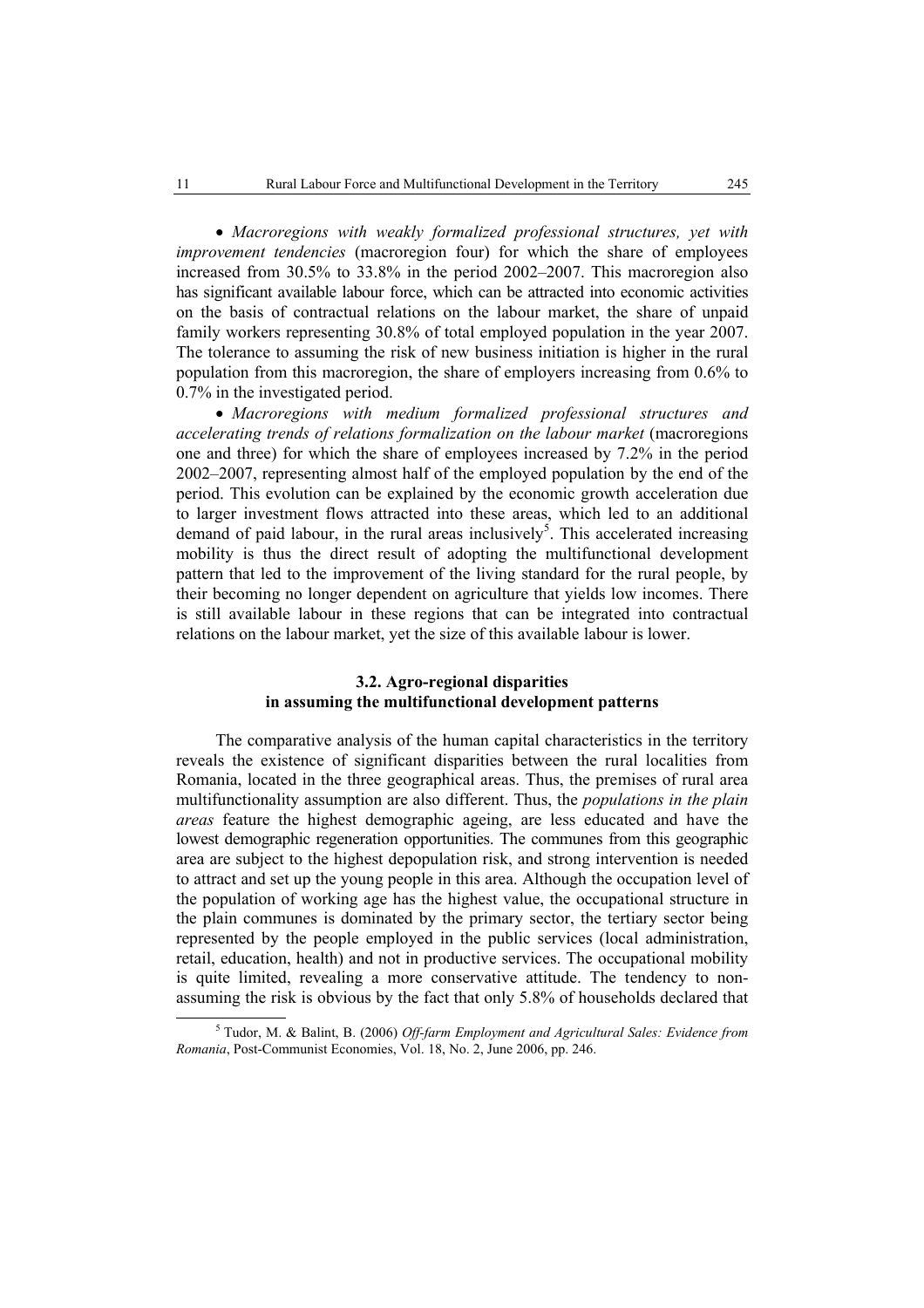- *Macroregions with weakly formalized professional structures, yet with improvement tendencies* (macroregion four) for which the share of employees increased from 30.5% to 33.8% in the period 2002–2007. This macroregion also has significant available labour force, which can be attracted into economic activities on the basis of contractual relations on the labour market, the share of unpaid family workers representing 30.8% of total employed population in the year 2007. The tolerance to assuming the risk of new business initiation is higher in the rural population from this macroregion, the share of employers increasing from 0.6% to 0.7% in the investigated period.

- *Macroregions with medium formalized professional structures and accelerating trends of relations formalization on the labour market* (macroregions one and three) for which the share of employees increased by 7.2% in the period 2002–2007, representing almost half of the employed population by the end of the period. This evolution can be explained by the economic growth acceleration due to larger investment flows attracted into these areas, which led to an additional demand of paid labour, in the rural areas inclusively[5]. This accelerated increasing mobility is thus the direct result of adopting the multifunctional development pattern that led to the improvement of the living standard for the rural people, by their becoming no longer dependent on agriculture that yields low incomes. There is still available labour in these regions that can be integrated into contractual relations on the labour market, yet the size of this available labour is lower.

### 3.2. Agro-regional disparities in assuming the multifunctional development patterns

The comparative analysis of the human capital characteristics in the territory reveals the existence of significant disparities between the rural localities from Romania, located in the three geographical areas. Thus, the premises of rural area multifunctionality assumption are also different. Thus, the *populations in the plain areas* feature the highest demographic ageing, are less educated and have the lowest demographic regeneration opportunities. The communes from this geographic area are subject to the highest depopulation risk, and strong intervention is needed to attract and set up the young people in this area. Although the occupation level of the population of working age has the highest value, the occupational structure in the plain communes is dominated by the primary sector, the tertiary sector being represented by the people employed in the public services (local administration, retail, education, health) and not in productive services. The occupational mobility is quite limited, revealing a more conservative attitude. The tendency to non-assuming the risk is obvious by the fact that only 5.8% of households declared that

---

[5] Tudor, M. & Balint, B. (2006) *Off-farm Employment and Agricultural Sales: Evidence from Romania*, Post-Communist Economies, Vol. 18, No. 2, June 2006, pp. 246.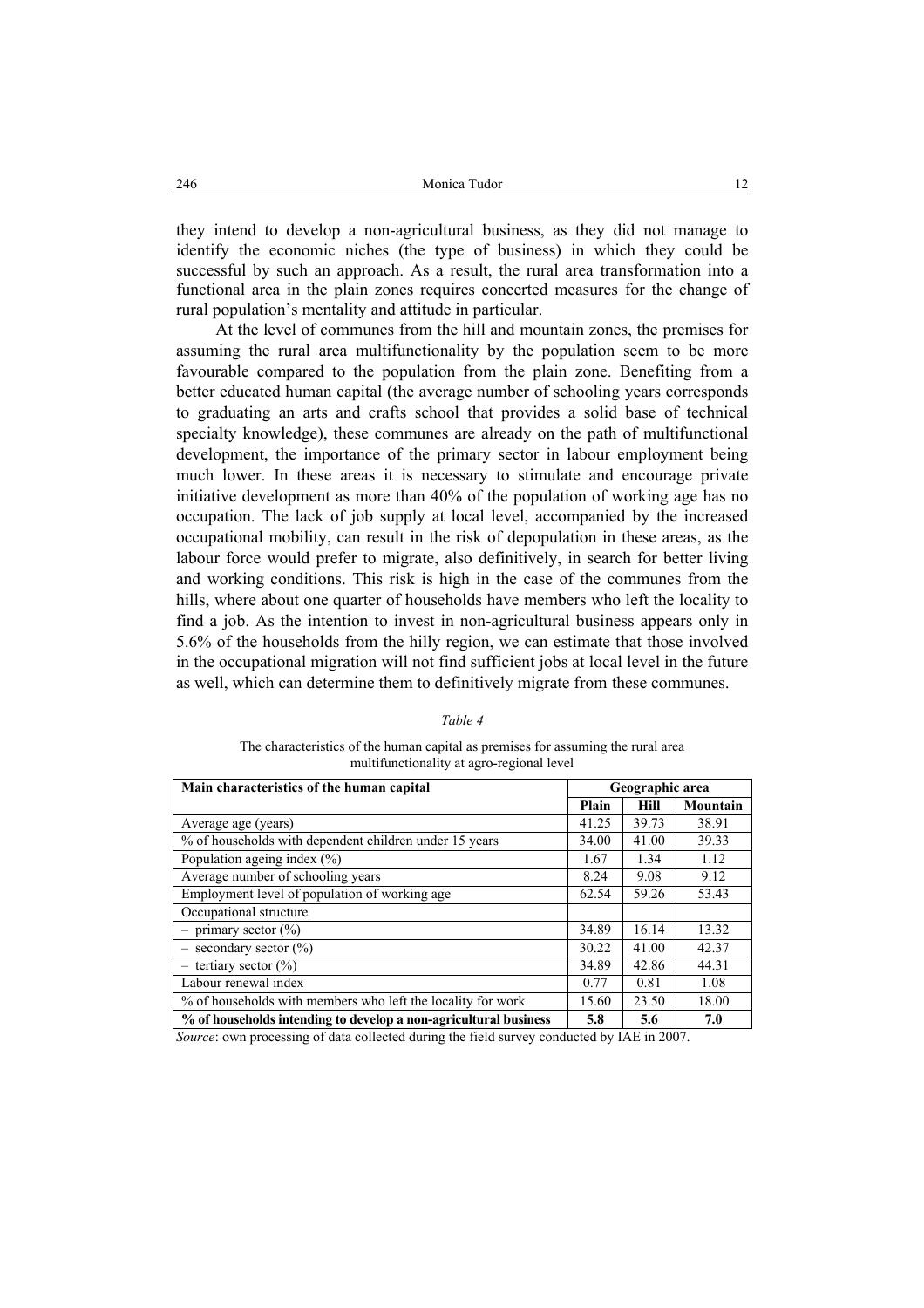they intend to develop a non-agricultural business, as they did not manage to identify the economic niches (the type of business) in which they could be successful by such an approach. As a result, the rural area transformation into a functional area in the plain zones requires concerted measures for the change of rural population's mentality and attitude in particular.

At the level of communes from the hill and mountain zones, the premises for assuming the rural area multifunctionality by the population seem to be more favourable compared to the population from the plain zone. Benefiting from a better educated human capital (the average number of schooling years corresponds to graduating an arts and crafts school that provides a solid base of technical specialty knowledge), these communes are already on the path of multifunctional development, the importance of the primary sector in labour employment being much lower. In these areas it is necessary to stimulate and encourage private initiative development as more than 40% of the population of working age has no occupation. The lack of job supply at local level, accompanied by the increased occupational mobility, can result in the risk of depopulation in these areas, as the labour force would prefer to migrate, also definitively, in search for better living and working conditions. This risk is high in the case of the communes from the hills, where about one quarter of households have members who left the locality to find a job. As the intention to invest in non-agricultural business appears only in 5.6% of the households from the hilly region, we can estimate that those involved in the occupational migration will not find sufficient jobs at local level in the future as well, which can determine them to definitively migrate from these communes.

*Table 4*

The characteristics of the human capital as premises for assuming the rural area multifunctionality at agro-regional level

| Main characteristics of the human capital | Geographic area | | |
|---|---|---|---|
| | Plain | Hill | Mountain |
| Average age (years) | 41.25 | 39.73 | 38.91 |
| % of households with dependent children under 15 years | 34.00 | 41.00 | 39.33 |
| Population ageing index (%) | 1.67 | 1.34 | 1.12 |
| Average number of schooling years | 8.24 | 9.08 | 9.12 |
| Employment level of population of working age | 62.54 | 59.26 | 53.43 |
| Occupational structure | | | |
| – primary sector (%) | 34.89 | 16.14 | 13.32 |
| – secondary sector (%) | 30.22 | 41.00 | 42.37 |
| – tertiary sector (%) | 34.89 | 42.86 | 44.31 |
| Labour renewal index | 0.77 | 0.81 | 1.08 |
| % of households with members who left the locality for work | 15.60 | 23.50 | 18.00 |
| **% of households intending to develop a non-agricultural business** | **5.8** | **5.6** | **7.0** |

*Source*: own processing of data collected during the field survey conducted by IAE in 2007.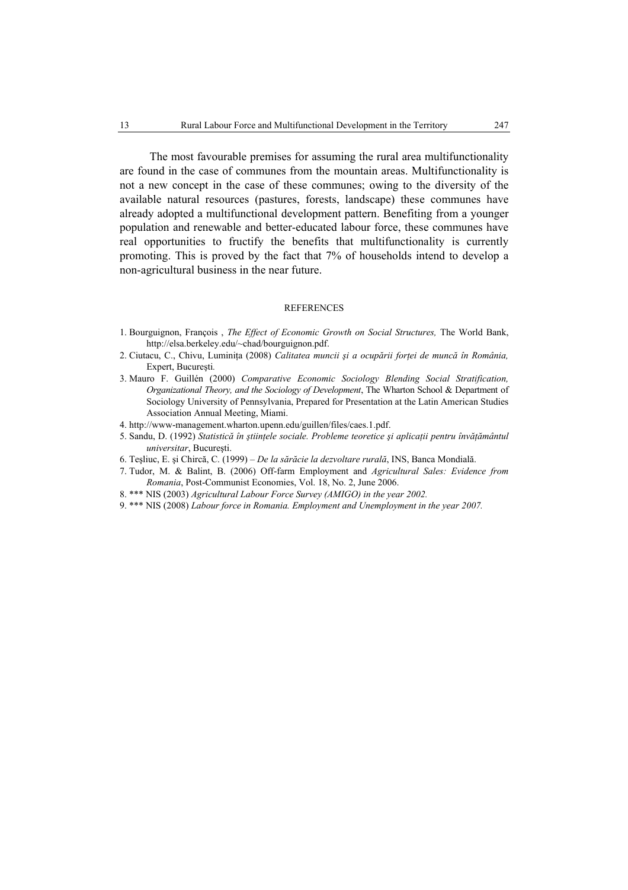The most favourable premises for assuming the rural area multifunctionality are found in the case of communes from the mountain areas. Multifunctionality is not a new concept in the case of these communes; owing to the diversity of the available natural resources (pastures, forests, landscape) these communes have already adopted a multifunctional development pattern. Benefiting from a younger population and renewable and better-educated labour force, these communes have real opportunities to fructify the benefits that multifunctionality is currently promoting. This is proved by the fact that 7% of households intend to develop a non-agricultural business in the near future.

## REFERENCES

1. Bourguignon, François , *The Effect of Economic Growth on Social Structures,* The World Bank, http://elsa.berkeley.edu/~chad/bourguignon.pdf.
2. Ciutacu, C., Chivu, Luminița (2008) *Calitatea muncii şi a ocupării forței de muncă în România,* Expert, Bucureşti.
3. Mauro F. Guillén (2000) *Comparative Economic Sociology Blending Social Stratification, Organizational Theory, and the Sociology of Development*, The Wharton School & Department of Sociology University of Pennsylvania, Prepared for Presentation at the Latin American Studies Association Annual Meeting, Miami.
4. http://www-management.wharton.upenn.edu/guillen/files/caes.1.pdf.
5. Sandu, D. (1992) *Statistică în științele sociale. Probleme teoretice şi aplicații pentru învățământul universitar*, Bucureşti.
6. Teşliuc, E. şi Chircă, C. (1999) – *De la sărăcie la dezvoltare rurală*, INS, Banca Mondială.
7. Tudor, M. & Balint, B. (2006) Off-farm Employment and *Agricultural Sales: Evidence from Romania*, Post-Communist Economies, Vol. 18, No. 2, June 2006.
8. *** NIS (2003) *Agricultural Labour Force Survey (AMIGO) in the year 2002.*
9. *** NIS (2008) *Labour force in Romania. Employment and Unemployment in the year 2007.*